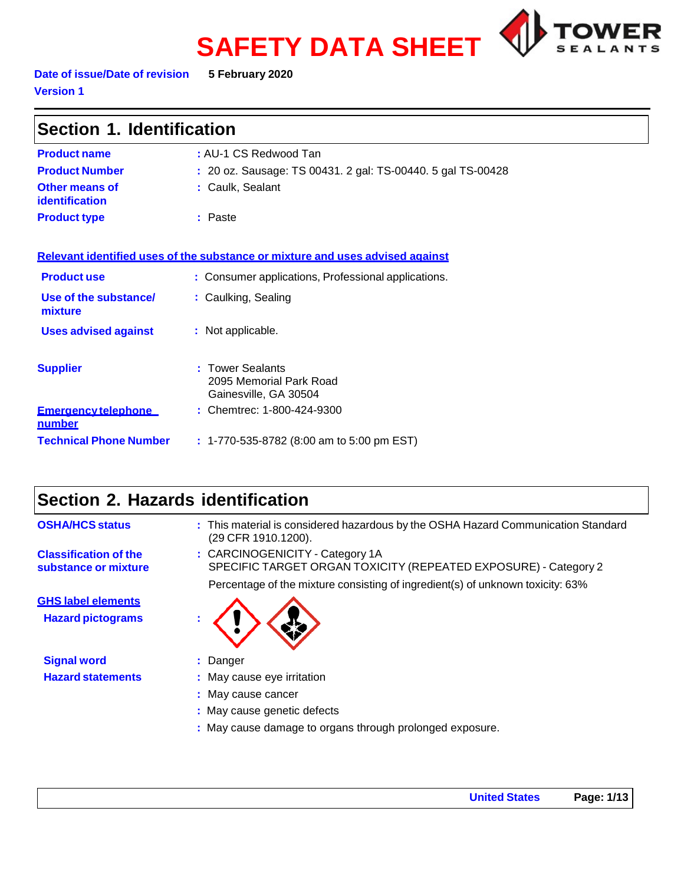# SAFETY DATA SHEET

TOWER SEALANTS

**Date of issue/Date of revision** 5 February 2020

**Version 1**

## Section 1. Identification

| | |
|---|---|
| **Product name** | : AU-1 CS Redwood Tan |
| **Product Number** | : 20 oz. Sausage: TS 00431. 2 gal: TS-00440. 5 gal TS-00428 |
| **Other means of identification** | : Caulk, Sealant |
| **Product type** | : Paste |

**Relevant identified uses of the substance or mixture and uses advised against**

| | |
|---|---|
| **Product use** | : Consumer applications, Professional applications. |
| **Use of the substance/ mixture** | : Caulking, Sealing |
| **Uses advised against** | : Not applicable. |

| | |
|---|---|
| **Supplier** | : Tower Sealants<br>2095 Memorial Park Road<br>Gainesville, GA 30504 |
| **Emergency telephone number** | : Chemtrec: 1-800-424-9300 |
| **Technical Phone Number** | : 1-770-535-8782 (8:00 am to 5:00 pm EST) |

## Section 2. Hazards identification

| | |
|---|---|
| **OSHA/HCS status** | : This material is considered hazardous by the OSHA Hazard Communication Standard (29 CFR 1910.1200). |
| **Classification of the substance or mixture** | : CARCINOGENICITY - Category 1A<br>SPECIFIC TARGET ORGAN TOXICITY (REPEATED EXPOSURE) - Category 2<br>Percentage of the mixture consisting of ingredient(s) of unknown toxicity: 63% |

**GHS label elements**

**Hazard pictograms** :

**Signal word** : Danger

**Hazard statements** :
- May cause eye irritation
- May cause cancer
- May cause genetic defects
- May cause damage to organs through prolonged exposure.

United States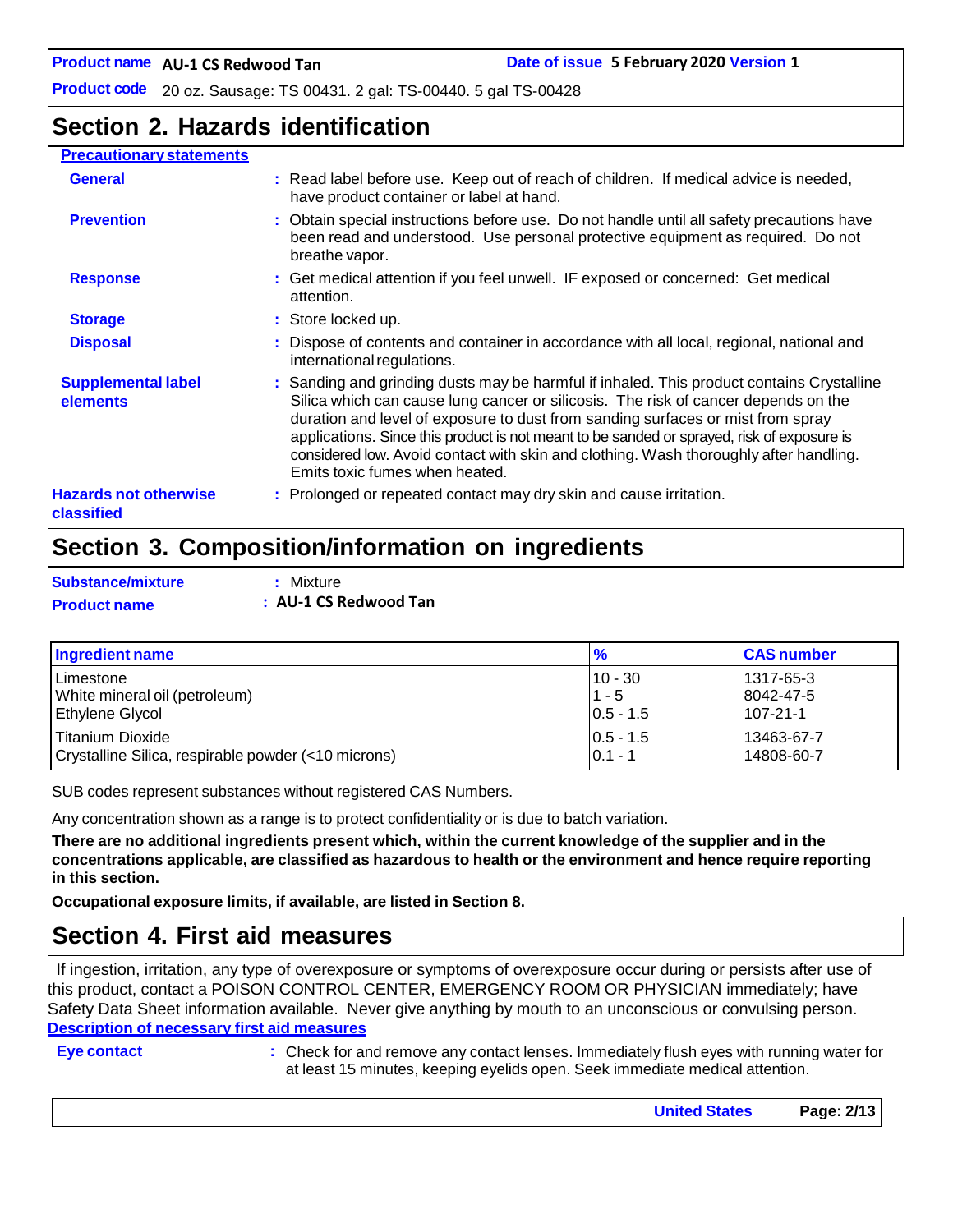## Section 2. Hazards identification

**Precautionary statements**

**General** : Read label before use. Keep out of reach of children. If medical advice is needed, have product container or label at hand.

**Prevention** : Obtain special instructions before use. Do not handle until all safety precautions have been read and understood. Use personal protective equipment as required. Do not breathe vapor.

**Response** : Get medical attention if you feel unwell. IF exposed or concerned: Get medical attention.

**Storage** : Store locked up.

**Disposal** : Dispose of contents and container in accordance with all local, regional, national and international regulations.

**Supplemental label elements** : Sanding and grinding dusts may be harmful if inhaled. This product contains Crystalline Silica which can cause lung cancer or silicosis. The risk of cancer depends on the duration and level of exposure to dust from sanding surfaces or mist from spray applications. Since this product is not meant to be sanded or sprayed, risk of exposure is considered low. Avoid contact with skin and clothing. Wash thoroughly after handling. Emits toxic fumes when heated.

**Hazards not otherwise classified** : Prolonged or repeated contact may dry skin and cause irritation.

## Section 3. Composition/information on ingredients

**Substance/mixture** : Mixture

**Product name** : **AU-1 CS Redwood Tan**

| Ingredient name | % | CAS number |
|---|---|---|
| Limestone | 10 - 30 | 1317-65-3 |
| White mineral oil (petroleum) | 1 - 5 | 8042-47-5 |
| Ethylene Glycol | 0.5 - 1.5 | 107-21-1 |
| Titanium Dioxide | 0.5 - 1.5 | 13463-67-7 |
| Crystalline Silica, respirable powder (<10 microns) | 0.1 - 1 | 14808-60-7 |

SUB codes represent substances without registered CAS Numbers.

Any concentration shown as a range is to protect confidentiality or is due to batch variation.

**There are no additional ingredients present which, within the current knowledge of the supplier and in the concentrations applicable, are classified as hazardous to health or the environment and hence require reporting in this section.**

**Occupational exposure limits, if available, are listed in Section 8.**

## Section 4. First aid measures

If ingestion, irritation, any type of overexposure or symptoms of overexposure occur during or persists after use of this product, contact a POISON CONTROL CENTER, EMERGENCY ROOM OR PHYSICIAN immediately; have Safety Data Sheet information available. Never give anything by mouth to an unconscious or convulsing person.

**Description of necessary first aid measures**

**Eye contact** : Check for and remove any contact lenses. Immediately flush eyes with running water for at least 15 minutes, keeping eyelids open. Seek immediate medical attention.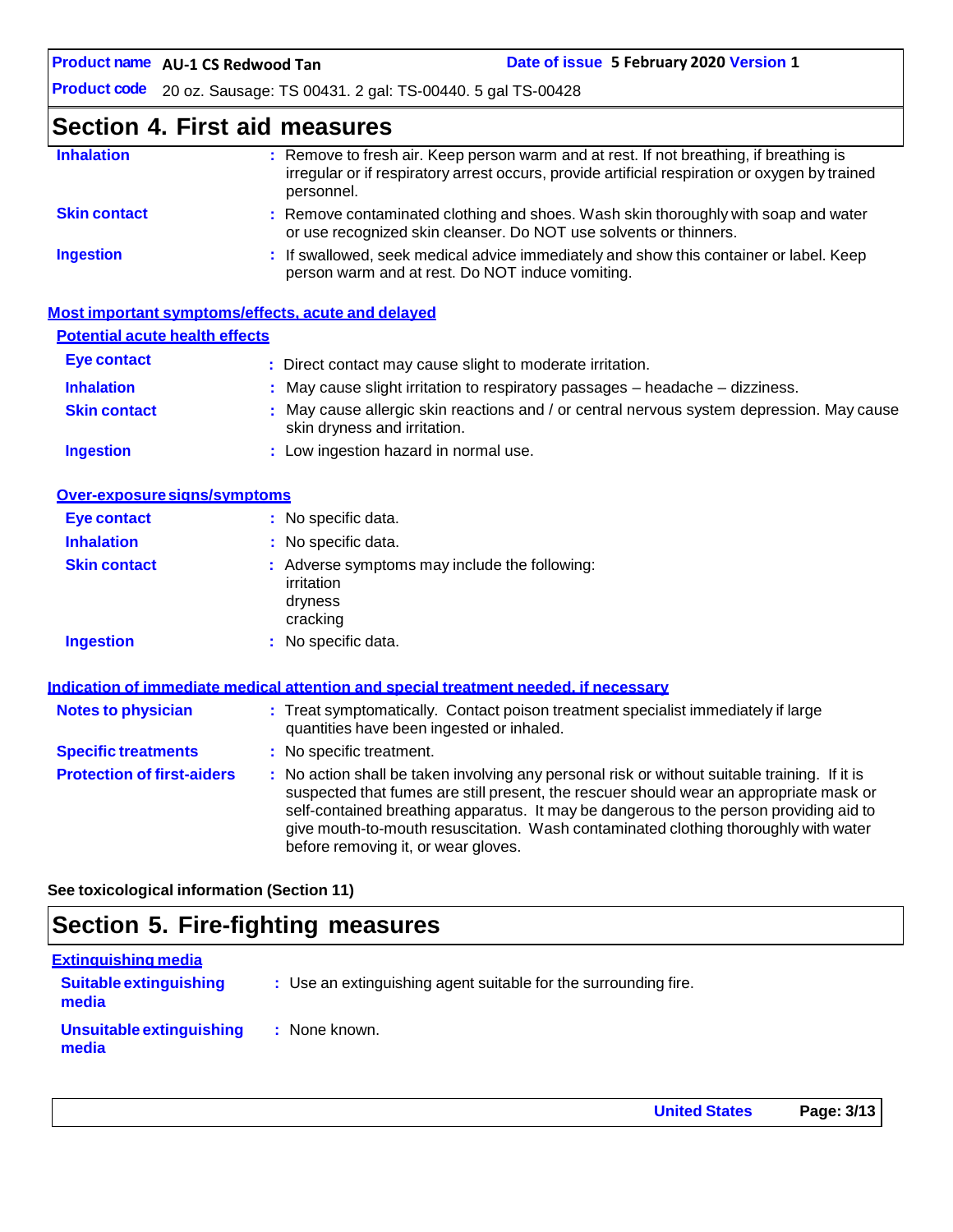## Section 4. First aid measures

**Inhalation** : Remove to fresh air. Keep person warm and at rest. If not breathing, if breathing is irregular or if respiratory arrest occurs, provide artificial respiration or oxygen by trained personnel.

**Skin contact** : Remove contaminated clothing and shoes. Wash skin thoroughly with soap and water or use recognized skin cleanser. Do NOT use solvents or thinners.

**Ingestion** : If swallowed, seek medical advice immediately and show this container or label. Keep person warm and at rest. Do NOT induce vomiting.

### Most important symptoms/effects, acute and delayed

#### Potential acute health effects

**Eye contact** : Direct contact may cause slight to moderate irritation.

**Inhalation** : May cause slight irritation to respiratory passages – headache – dizziness.

**Skin contact** : May cause allergic skin reactions and / or central nervous system depression. May cause skin dryness and irritation.

**Ingestion** : Low ingestion hazard in normal use.

#### Over-exposure signs/symptoms

**Eye contact** : No specific data.

**Inhalation** : No specific data.

**Skin contact** : Adverse symptoms may include the following:
irritation
dryness
cracking

**Ingestion** : No specific data.

### Indication of immediate medical attention and special treatment needed, if necessary

**Notes to physician** : Treat symptomatically. Contact poison treatment specialist immediately if large quantities have been ingested or inhaled.

**Specific treatments** : No specific treatment.

**Protection of first-aiders** : No action shall be taken involving any personal risk or without suitable training. If it is suspected that fumes are still present, the rescuer should wear an appropriate mask or self-contained breathing apparatus. It may be dangerous to the person providing aid to give mouth-to-mouth resuscitation. Wash contaminated clothing thoroughly with water before removing it, or wear gloves.

**See toxicological information (Section 11)**

## Section 5. Fire-fighting measures

### Extinguishing media

**Suitable extinguishing media** : Use an extinguishing agent suitable for the surrounding fire.

**Unsuitable extinguishing media** : None known.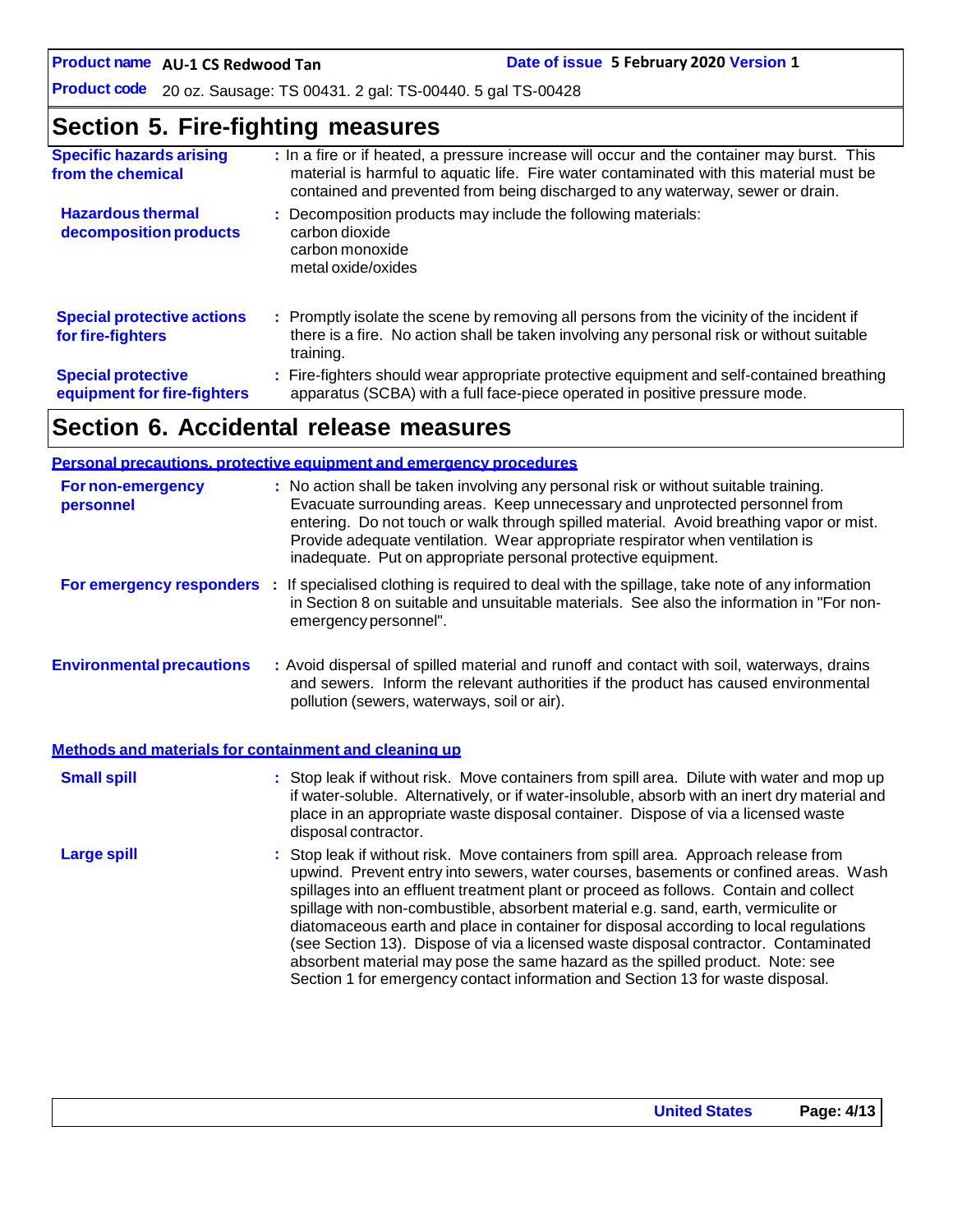## Section 5. Fire-fighting measures

**Specific hazards arising from the chemical** : In a fire or if heated, a pressure increase will occur and the container may burst. This material is harmful to aquatic life. Fire water contaminated with this material must be contained and prevented from being discharged to any waterway, sewer or drain.

**Hazardous thermal decomposition products** : Decomposition products may include the following materials:
carbon dioxide
carbon monoxide
metal oxide/oxides

**Special protective actions for fire-fighters** : Promptly isolate the scene by removing all persons from the vicinity of the incident if there is a fire. No action shall be taken involving any personal risk or without suitable training.

**Special protective equipment for fire-fighters** : Fire-fighters should wear appropriate protective equipment and self-contained breathing apparatus (SCBA) with a full face-piece operated in positive pressure mode.

## Section 6. Accidental release measures

### Personal precautions, protective equipment and emergency procedures

**For non-emergency personnel** : No action shall be taken involving any personal risk or without suitable training. Evacuate surrounding areas. Keep unnecessary and unprotected personnel from entering. Do not touch or walk through spilled material. Avoid breathing vapor or mist. Provide adequate ventilation. Wear appropriate respirator when ventilation is inadequate. Put on appropriate personal protective equipment.

**For emergency responders** : If specialised clothing is required to deal with the spillage, take note of any information in Section 8 on suitable and unsuitable materials. See also the information in "For non-emergency personnel".

**Environmental precautions** : Avoid dispersal of spilled material and runoff and contact with soil, waterways, drains and sewers. Inform the relevant authorities if the product has caused environmental pollution (sewers, waterways, soil or air).

### Methods and materials for containment and cleaning up

**Small spill** : Stop leak if without risk. Move containers from spill area. Dilute with water and mop up if water-soluble. Alternatively, or if water-insoluble, absorb with an inert dry material and place in an appropriate waste disposal container. Dispose of via a licensed waste disposal contractor.

**Large spill** : Stop leak if without risk. Move containers from spill area. Approach release from upwind. Prevent entry into sewers, water courses, basements or confined areas. Wash spillages into an effluent treatment plant or proceed as follows. Contain and collect spillage with non-combustible, absorbent material e.g. sand, earth, vermiculite or diatomaceous earth and place in container for disposal according to local regulations (see Section 13). Dispose of via a licensed waste disposal contractor. Contaminated absorbent material may pose the same hazard as the spilled product. Note: see Section 1 for emergency contact information and Section 13 for waste disposal.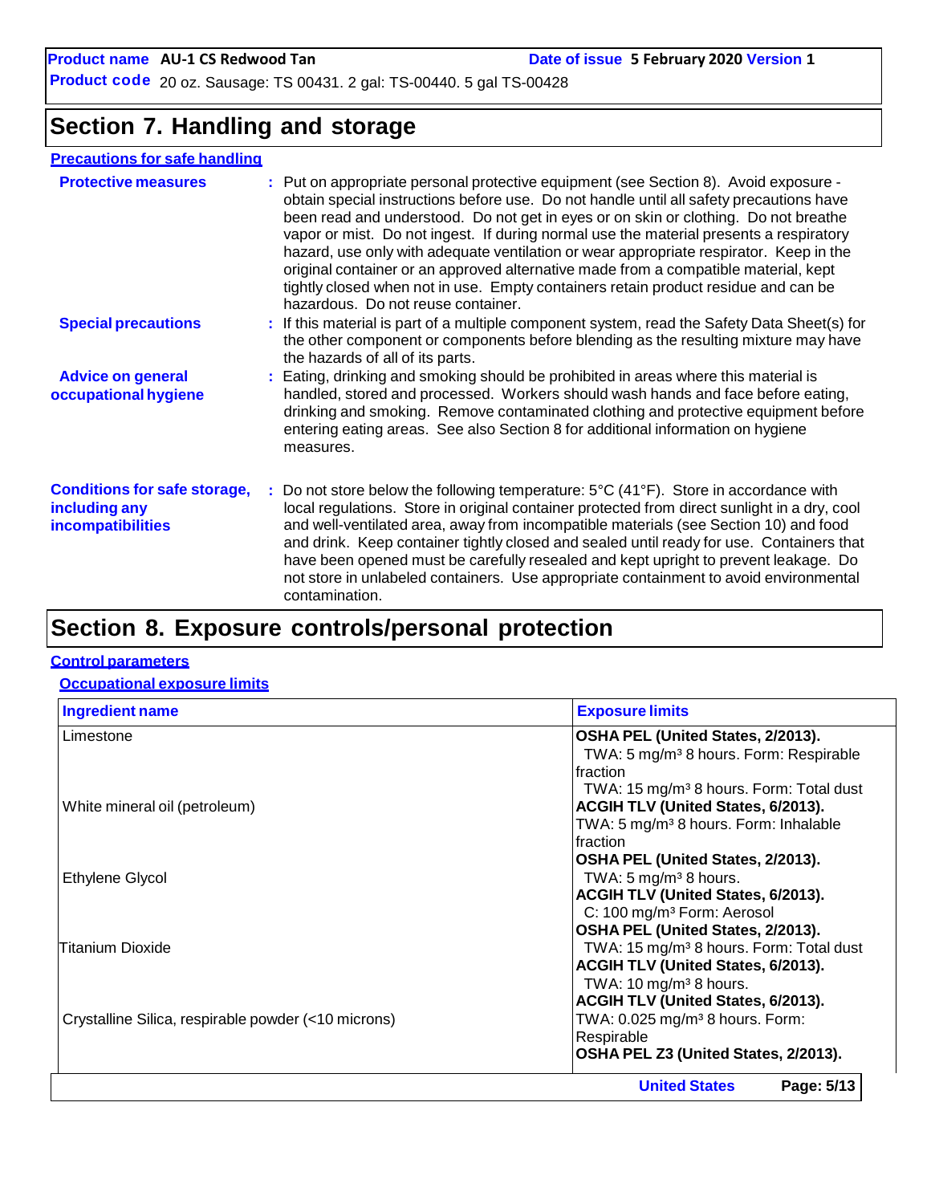# Section 7. Handling and storage

**Precautions for safe handling**

**Protective measures** : Put on appropriate personal protective equipment (see Section 8). Avoid exposure - obtain special instructions before use. Do not handle until all safety precautions have been read and understood. Do not get in eyes or on skin or clothing. Do not breathe vapor or mist. Do not ingest. If during normal use the material presents a respiratory hazard, use only with adequate ventilation or wear appropriate respirator. Keep in the original container or an approved alternative made from a compatible material, kept tightly closed when not in use. Empty containers retain product residue and can be hazardous. Do not reuse container.

**Special precautions** : If this material is part of a multiple component system, read the Safety Data Sheet(s) for the other component or components before blending as the resulting mixture may have the hazards of all of its parts.

**Advice on general occupational hygiene** : Eating, drinking and smoking should be prohibited in areas where this material is handled, stored and processed. Workers should wash hands and face before eating, drinking and smoking. Remove contaminated clothing and protective equipment before entering eating areas. See also Section 8 for additional information on hygiene measures.

**Conditions for safe storage, including any incompatibilities** : Do not store below the following temperature: 5°C (41°F). Store in accordance with local regulations. Store in original container protected from direct sunlight in a dry, cool and well-ventilated area, away from incompatible materials (see Section 10) and food and drink. Keep container tightly closed and sealed until ready for use. Containers that have been opened must be carefully resealed and kept upright to prevent leakage. Do not store in unlabeled containers. Use appropriate containment to avoid environmental contamination.

# Section 8. Exposure controls/personal protection

**Control parameters**

**Occupational exposure limits**

| Ingredient name | Exposure limits |
| --- | --- |
| Limestone | **OSHA PEL (United States, 2/2013).**<br>TWA: 5 mg/m³ 8 hours. Form: Respirable fraction<br>TWA: 15 mg/m³ 8 hours. Form: Total dust |
| White mineral oil (petroleum) | **ACGIH TLV (United States, 6/2013).**<br>TWA: 5 mg/m³ 8 hours. Form: Inhalable fraction<br>**OSHA PEL (United States, 2/2013).**<br>TWA: 5 mg/m³ 8 hours. |
| Ethylene Glycol | **ACGIH TLV (United States, 6/2013).**<br>C: 100 mg/m³ Form: Aerosol |
| Titanium Dioxide | **OSHA PEL (United States, 2/2013).**<br>TWA: 15 mg/m³ 8 hours. Form: Total dust<br>**ACGIH TLV (United States, 6/2013).**<br>TWA: 10 mg/m³ 8 hours. |
| Crystalline Silica, respirable powder (<10 microns) | **ACGIH TLV (United States, 6/2013).**<br>TWA: 0.025 mg/m³ 8 hours. Form: Respirable<br>**OSHA PEL Z3 (United States, 2/2013).** |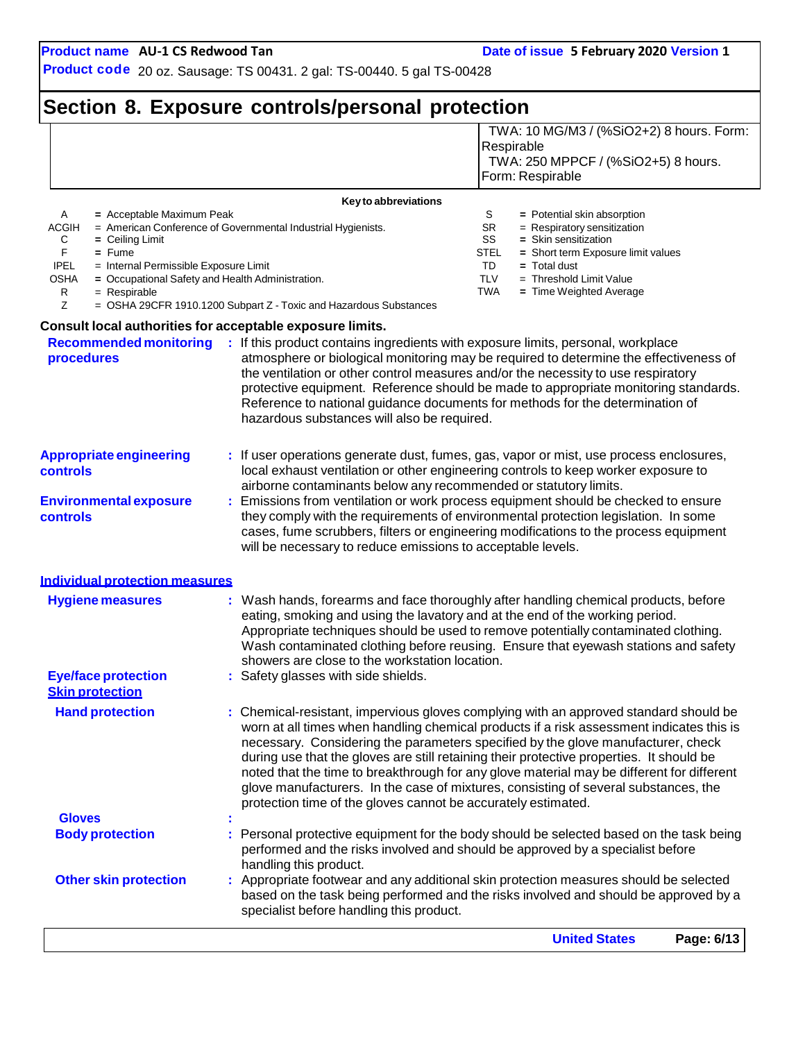## Section 8. Exposure controls/personal protection

| | |
|---|---|
| | TWA: 10 MG/M3 / (%SiO2+2) 8 hours. Form: Respirable<br>TWA: 250 MPPCF / (%SiO2+5) 8 hours. Form: Respirable |

**Key to abbreviations**

| | | | |
|---|---|---|---|
| A | = Acceptable Maximum Peak | S | = Potential skin absorption |
| ACGIH | = American Conference of Governmental Industrial Hygienists. | SR | = Respiratory sensitization |
| C | = Ceiling Limit | SS | = Skin sensitization |
| F | = Fume | STEL | = Short term Exposure limit values |
| IPEL | = Internal Permissible Exposure Limit | TD | = Total dust |
| OSHA | = Occupational Safety and Health Administration. | TLV | = Threshold Limit Value |
| R | = Respirable | TWA | = Time Weighted Average |
| Z | = OSHA 29CFR 1910.1200 Subpart Z - Toxic and Hazardous Substances | | |

**Consult local authorities for acceptable exposure limits.**

**Recommended monitoring procedures** : If this product contains ingredients with exposure limits, personal, workplace atmosphere or biological monitoring may be required to determine the effectiveness of the ventilation or other control measures and/or the necessity to use respiratory protective equipment. Reference should be made to appropriate monitoring standards. Reference to national guidance documents for methods for the determination of hazardous substances will also be required.

**Appropriate engineering controls** : If user operations generate dust, fumes, gas, vapor or mist, use process enclosures, local exhaust ventilation or other engineering controls to keep worker exposure to airborne contaminants below any recommended or statutory limits.

**Environmental exposure controls** : Emissions from ventilation or work process equipment should be checked to ensure they comply with the requirements of environmental protection legislation. In some cases, fume scrubbers, filters or engineering modifications to the process equipment will be necessary to reduce emissions to acceptable levels.

### Individual protection measures

**Hygiene measures** : Wash hands, forearms and face thoroughly after handling chemical products, before eating, smoking and using the lavatory and at the end of the working period. Appropriate techniques should be used to remove potentially contaminated clothing. Wash contaminated clothing before reusing. Ensure that eyewash stations and safety showers are close to the workstation location.

**Eye/face protection** : Safety glasses with side shields.

**Skin protection**

**Hand protection** : Chemical-resistant, impervious gloves complying with an approved standard should be worn at all times when handling chemical products if a risk assessment indicates this is necessary. Considering the parameters specified by the glove manufacturer, check during use that the gloves are still retaining their protective properties. It should be noted that the time to breakthrough for any glove material may be different for different glove manufacturers. In the case of mixtures, consisting of several substances, the protection time of the gloves cannot be accurately estimated.

**Gloves** :

**Body protection** : Personal protective equipment for the body should be selected based on the task being performed and the risks involved and should be approved by a specialist before handling this product.

**Other skin protection** : Appropriate footwear and any additional skin protection measures should be selected based on the task being performed and the risks involved and should be approved by a specialist before handling this product.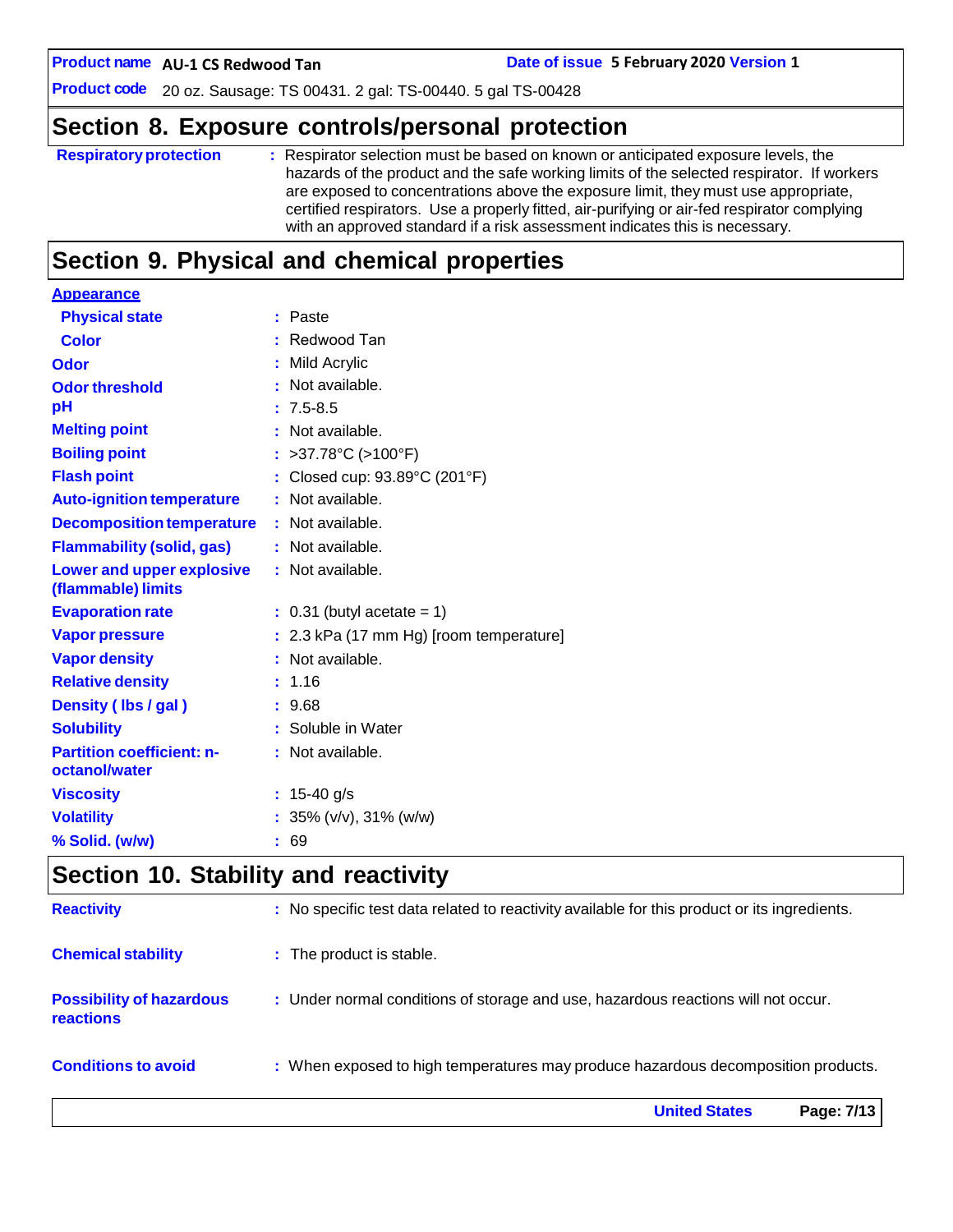## Section 8. Exposure controls/personal protection

| | |
|---|---|
| **Respiratory protection** | : Respirator selection must be based on known or anticipated exposure levels, the hazards of the product and the safe working limits of the selected respirator. If workers are exposed to concentrations above the exposure limit, they must use appropriate, certified respirators. Use a properly fitted, air-purifying or air-fed respirator complying with an approved standard if a risk assessment indicates this is necessary. |

## Section 9. Physical and chemical properties

**Appearance**

| | |
|---|---|
| **Physical state** | : Paste |
| **Color** | : Redwood Tan |
| **Odor** | : Mild Acrylic |
| **Odor threshold** | : Not available. |
| **pH** | : 7.5-8.5 |
| **Melting point** | : Not available. |
| **Boiling point** | : >37.78°C (>100°F) |
| **Flash point** | : Closed cup: 93.89°C (201°F) |
| **Auto-ignition temperature** | : Not available. |
| **Decomposition temperature** | : Not available. |
| **Flammability (solid, gas)** | : Not available. |
| **Lower and upper explosive (flammable) limits** | : Not available. |
| **Evaporation rate** | : 0.31 (butyl acetate = 1) |
| **Vapor pressure** | : 2.3 kPa (17 mm Hg) [room temperature] |
| **Vapor density** | : Not available. |
| **Relative density** | : 1.16 |
| **Density ( lbs / gal )** | : 9.68 |
| **Solubility** | : Soluble in Water |
| **Partition coefficient: n-octanol/water** | : Not available. |
| **Viscosity** | : 15-40 g/s |
| **Volatility** | : 35% (v/v), 31% (w/w) |
| **% Solid. (w/w)** | : 69 |

## Section 10. Stability and reactivity

| | |
|---|---|
| **Reactivity** | : No specific test data related to reactivity available for this product or its ingredients. |
| **Chemical stability** | : The product is stable. |
| **Possibility of hazardous reactions** | : Under normal conditions of storage and use, hazardous reactions will not occur. |
| **Conditions to avoid** | : When exposed to high temperatures may produce hazardous decomposition products. |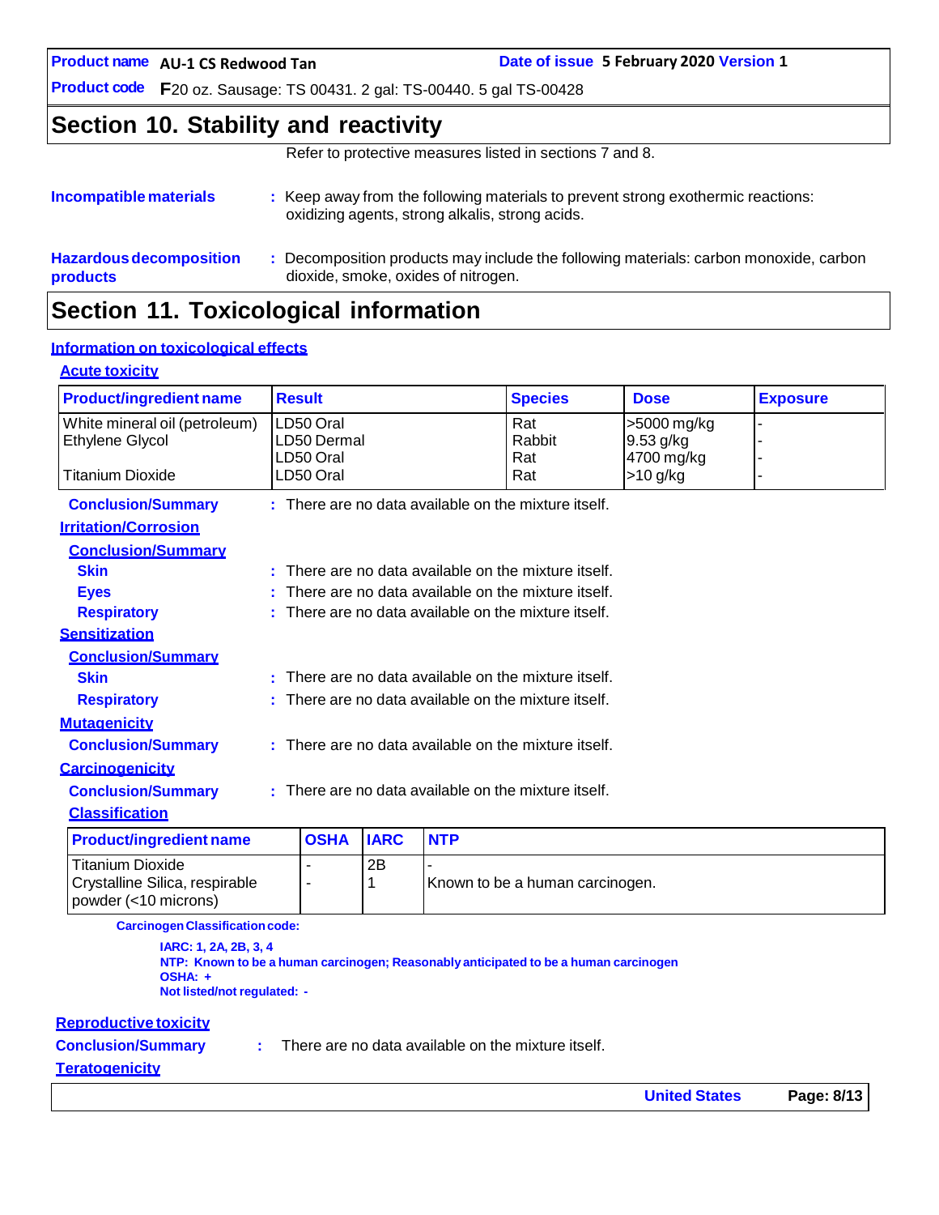## Section 10. Stability and reactivity

Refer to protective measures listed in sections 7 and 8.

**Incompatible materials** : Keep away from the following materials to prevent strong exothermic reactions: oxidizing agents, strong alkalis, strong acids.

**Hazardous decomposition products** : Decomposition products may include the following materials: carbon monoxide, carbon dioxide, smoke, oxides of nitrogen.

## Section 11. Toxicological information

### Information on toxicological effects

#### Acute toxicity

| Product/ingredient name | Result | Species | Dose | Exposure |
|---|---|---|---|---|
| White mineral oil (petroleum) | LD50 Oral | Rat | >5000 mg/kg | - |
| Ethylene Glycol | LD50 Dermal | Rabbit | 9.53 g/kg | - |
| | LD50 Oral | Rat | 4700 mg/kg | - |
| Titanium Dioxide | LD50 Oral | Rat | >10 g/kg | - |

**Conclusion/Summary** : There are no data available on the mixture itself.

#### Irritation/Corrosion

**Conclusion/Summary**

**Skin** : There are no data available on the mixture itself.

**Eyes** : There are no data available on the mixture itself.

**Respiratory** : There are no data available on the mixture itself.

#### Sensitization

**Conclusion/Summary**

**Skin** : There are no data available on the mixture itself.

**Respiratory** : There are no data available on the mixture itself.

#### Mutagenicity

**Conclusion/Summary** : There are no data available on the mixture itself.

#### Carcinogenicity

**Conclusion/Summary** : There are no data available on the mixture itself.

**Classification**

| Product/ingredient name | OSHA | IARC | NTP |
|---|---|---|---|
| Titanium Dioxide | - | 2B | - |
| Crystalline Silica, respirable powder (<10 microns) | - | 1 | Known to be a human carcinogen. |

**Carcinogen Classification code:**

**IARC: 1, 2A, 2B, 3, 4**
**NTP: Known to be a human carcinogen; Reasonably anticipated to be a human carcinogen**
**OSHA: +**
**Not listed/not regulated: -**

#### Reproductive toxicity

**Conclusion/Summary** : There are no data available on the mixture itself.

#### Teratogenicity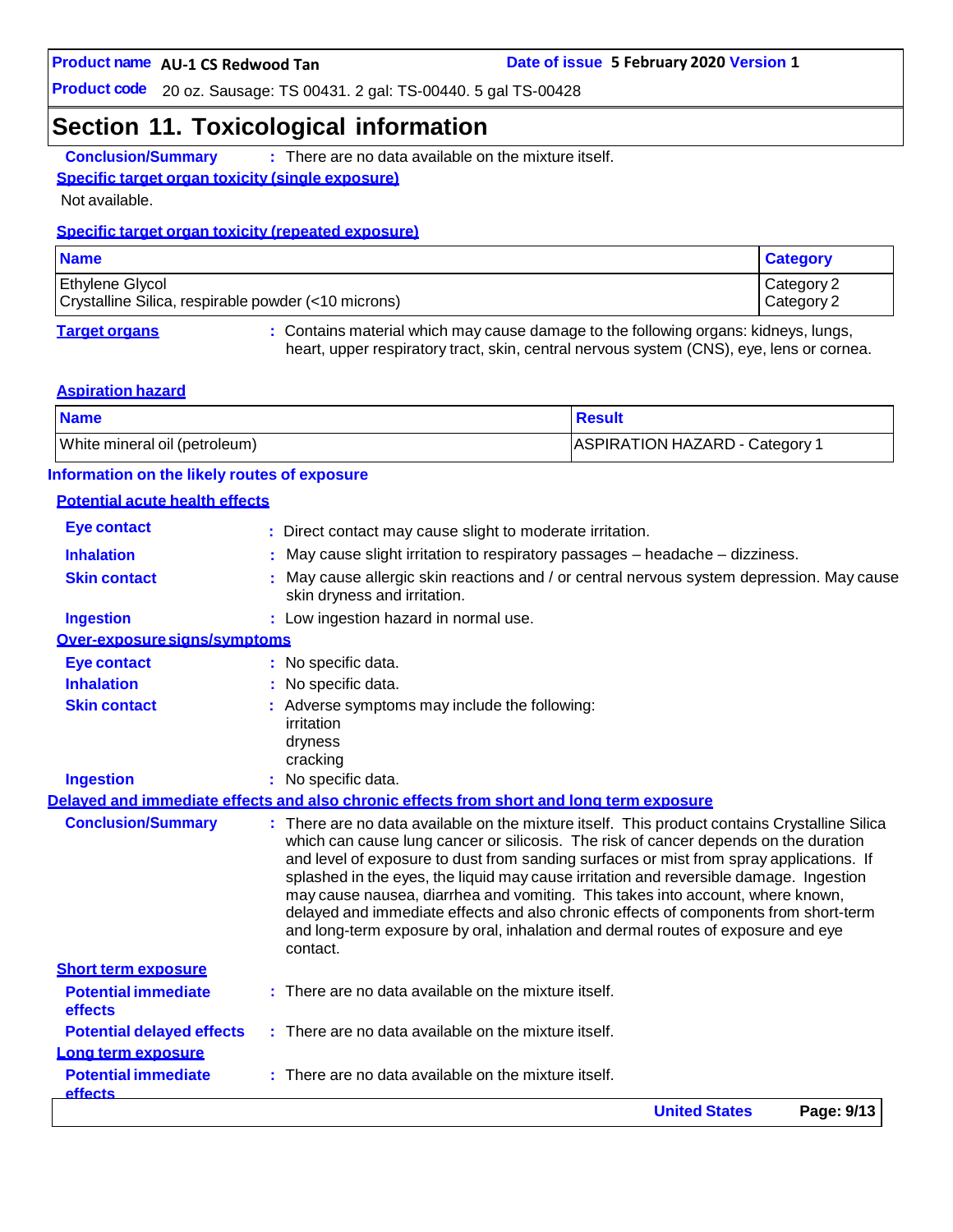## Section 11. Toxicological information

**Conclusion/Summary** : There are no data available on the mixture itself.

**Specific target organ toxicity (single exposure)**

Not available.

**Specific target organ toxicity (repeated exposure)**

| Name | Category |
|---|---|
| Ethylene Glycol | Category 2 |
| Crystalline Silica, respirable powder (<10 microns) | Category 2 |

**Target organs** : Contains material which may cause damage to the following organs: kidneys, lungs, heart, upper respiratory tract, skin, central nervous system (CNS), eye, lens or cornea.

**Aspiration hazard**

| Name | Result |
|---|---|
| White mineral oil (petroleum) | ASPIRATION HAZARD - Category 1 |

**Information on the likely routes of exposure**

**Potential acute health effects**

**Eye contact** : Direct contact may cause slight to moderate irritation.

**Inhalation** : May cause slight irritation to respiratory passages – headache – dizziness.

**Skin contact** : May cause allergic skin reactions and / or central nervous system depression. May cause skin dryness and irritation.

**Ingestion** : Low ingestion hazard in normal use.

**Over-exposure signs/symptoms**

**Eye contact** : No specific data.

**Inhalation** : No specific data.

**Skin contact** : Adverse symptoms may include the following:
irritation
dryness
cracking

**Ingestion** : No specific data.

**Delayed and immediate effects and also chronic effects from short and long term exposure**

**Conclusion/Summary** : There are no data available on the mixture itself. This product contains Crystalline Silica which can cause lung cancer or silicosis. The risk of cancer depends on the duration and level of exposure to dust from sanding surfaces or mist from spray applications. If splashed in the eyes, the liquid may cause irritation and reversible damage. Ingestion may cause nausea, diarrhea and vomiting. This takes into account, where known, delayed and immediate effects and also chronic effects of components from short-term and long-term exposure by oral, inhalation and dermal routes of exposure and eye contact.

**Short term exposure**

**Potential immediate effects** : There are no data available on the mixture itself.

**Potential delayed effects** : There are no data available on the mixture itself.

**Long term exposure**

**Potential immediate effects** : There are no data available on the mixture itself.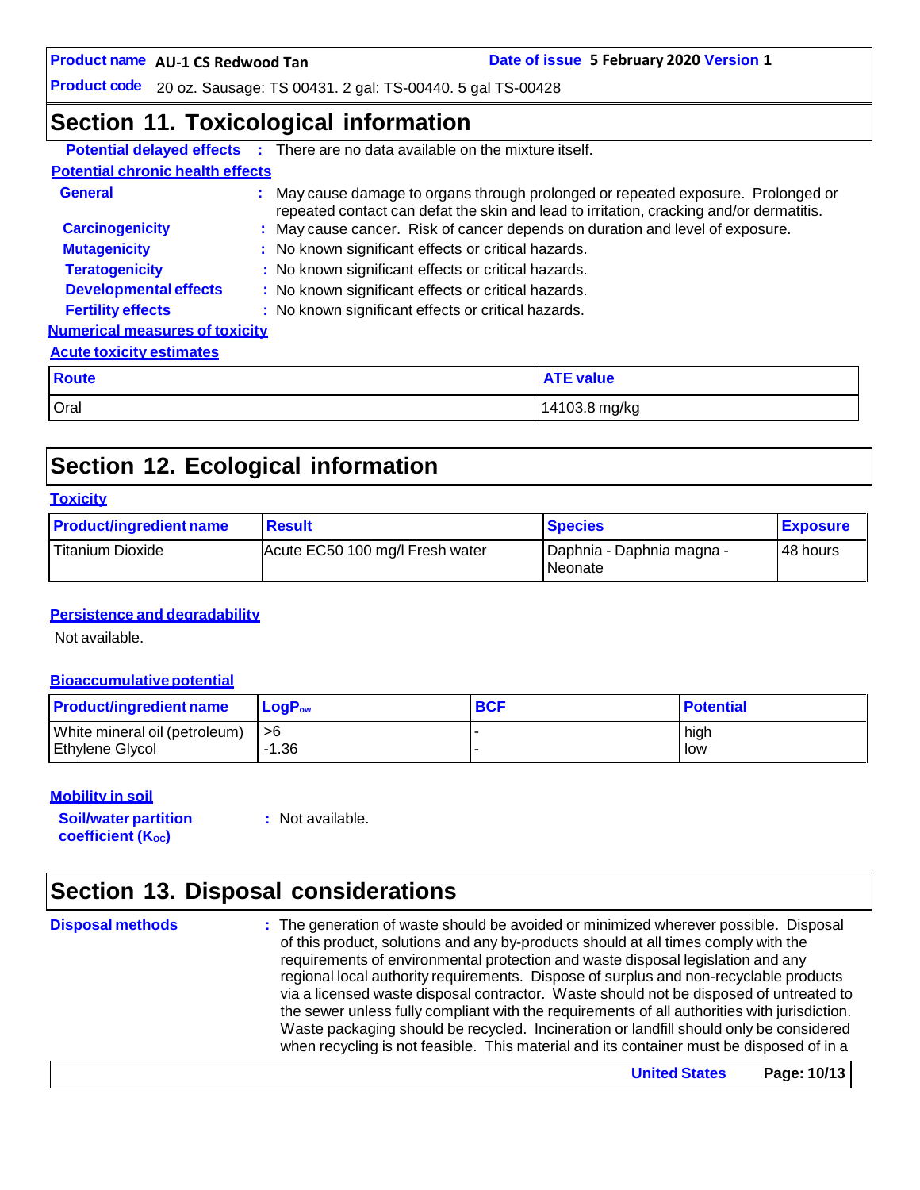## Section 11. Toxicological information

**Potential delayed effects** : There are no data available on the mixture itself.

**Potential chronic health effects**

**General** : May cause damage to organs through prolonged or repeated exposure. Prolonged or repeated contact can defat the skin and lead to irritation, cracking and/or dermatitis.

**Carcinogenicity** : May cause cancer. Risk of cancer depends on duration and level of exposure.

**Mutagenicity** : No known significant effects or critical hazards.

**Teratogenicity** : No known significant effects or critical hazards.

**Developmental effects** : No known significant effects or critical hazards.

**Fertility effects** : No known significant effects or critical hazards.

**Numerical measures of toxicity**

**Acute toxicity estimates**

| Route | ATE value |
|---|---|
| Oral | 14103.8 mg/kg |

## Section 12. Ecological information

**Toxicity**

| Product/ingredient name | Result | Species | Exposure |
|---|---|---|---|
| Titanium Dioxide | Acute EC50 100 mg/l Fresh water | Daphnia - Daphnia magna - Neonate | 48 hours |

**Persistence and degradability**

Not available.

**Bioaccumulative potential**

| Product/ingredient name | $LogP_{ow}$ | BCF | Potential |
|---|---|---|---|
| White mineral oil (petroleum) | >6 | - | high |
| Ethylene Glycol | -1.36 | - | low |

**Mobility in soil**

**Soil/water partition coefficient ($K_{OC}$)** : Not available.

## Section 13. Disposal considerations

**Disposal methods** : The generation of waste should be avoided or minimized wherever possible. Disposal of this product, solutions and any by-products should at all times comply with the requirements of environmental protection and waste disposal legislation and any regional local authority requirements. Dispose of surplus and non-recyclable products via a licensed waste disposal contractor. Waste should not be disposed of untreated to the sewer unless fully compliant with the requirements of all authorities with jurisdiction. Waste packaging should be recycled. Incineration or landfill should only be considered when recycling is not feasible. This material and its container must be disposed of in a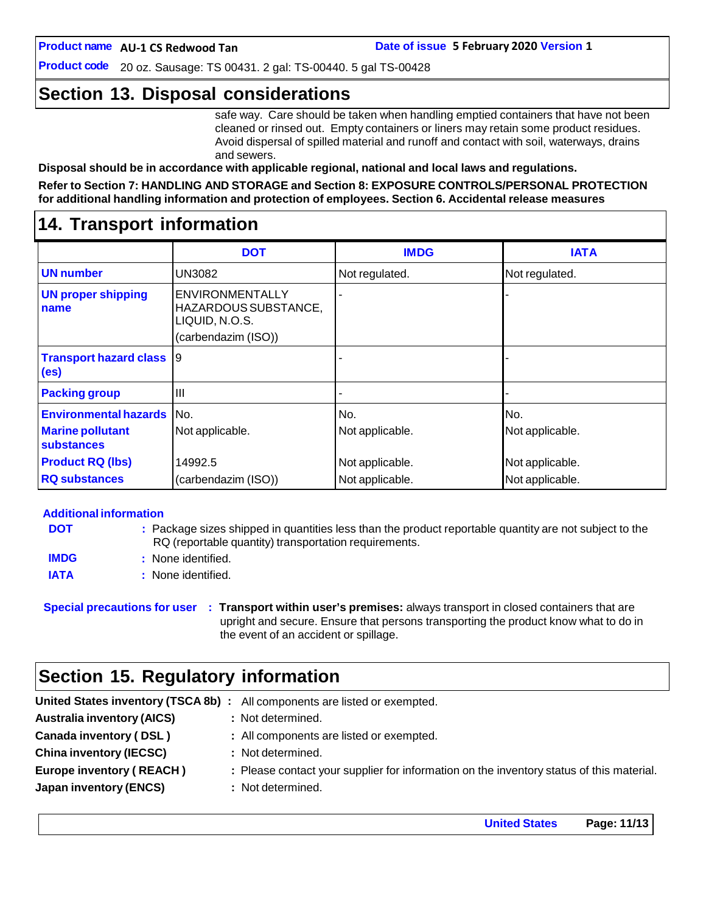## Section 13. Disposal considerations

safe way. Care should be taken when handling emptied containers that have not been cleaned or rinsed out. Empty containers or liners may retain some product residues. Avoid dispersal of spilled material and runoff and contact with soil, waterways, drains and sewers.

**Disposal should be in accordance with applicable regional, national and local laws and regulations.**

**Refer to Section 7: HANDLING AND STORAGE and Section 8: EXPOSURE CONTROLS/PERSONAL PROTECTION for additional handling information and protection of employees. Section 6. Accidental release measures**

## 14. Transport information

| | DOT | IMDG | IATA |
|---|---|---|---|
| **UN number** | UN3082 | Not regulated. | Not regulated. |
| **UN proper shipping name** | ENVIRONMENTALLY HAZARDOUS SUBSTANCE, LIQUID, N.O.S. (carbendazim (ISO)) | - | - |
| **Transport hazard class (es)** | 9 | - | - |
| **Packing group** | III | - | - |
| **Environmental hazards** | No. | No. | No. |
| **Marine pollutant substances** | Not applicable. | Not applicable. | Not applicable. |
| **Product RQ (lbs)** | 14992.5 | Not applicable. | Not applicable. |
| **RQ substances** | (carbendazim (ISO)) | Not applicable. | Not applicable. |

**Additional information**

**DOT** : Package sizes shipped in quantities less than the product reportable quantity are not subject to the RQ (reportable quantity) transportation requirements.

**IMDG** : None identified.

**IATA** : None identified.

**Special precautions for user** : **Transport within user's premises:** always transport in closed containers that are upright and secure. Ensure that persons transporting the product know what to do in the event of an accident or spillage.

## Section 15. Regulatory information

**United States inventory (TSCA 8b)** : All components are listed or exempted.

**Australia inventory (AICS)** : Not determined.

**Canada inventory ( DSL )** : All components are listed or exempted.

**China inventory (IECSC)** : Not determined.

**Europe inventory ( REACH )** : Please contact your supplier for information on the inventory status of this material.

**Japan inventory (ENCS)** : Not determined.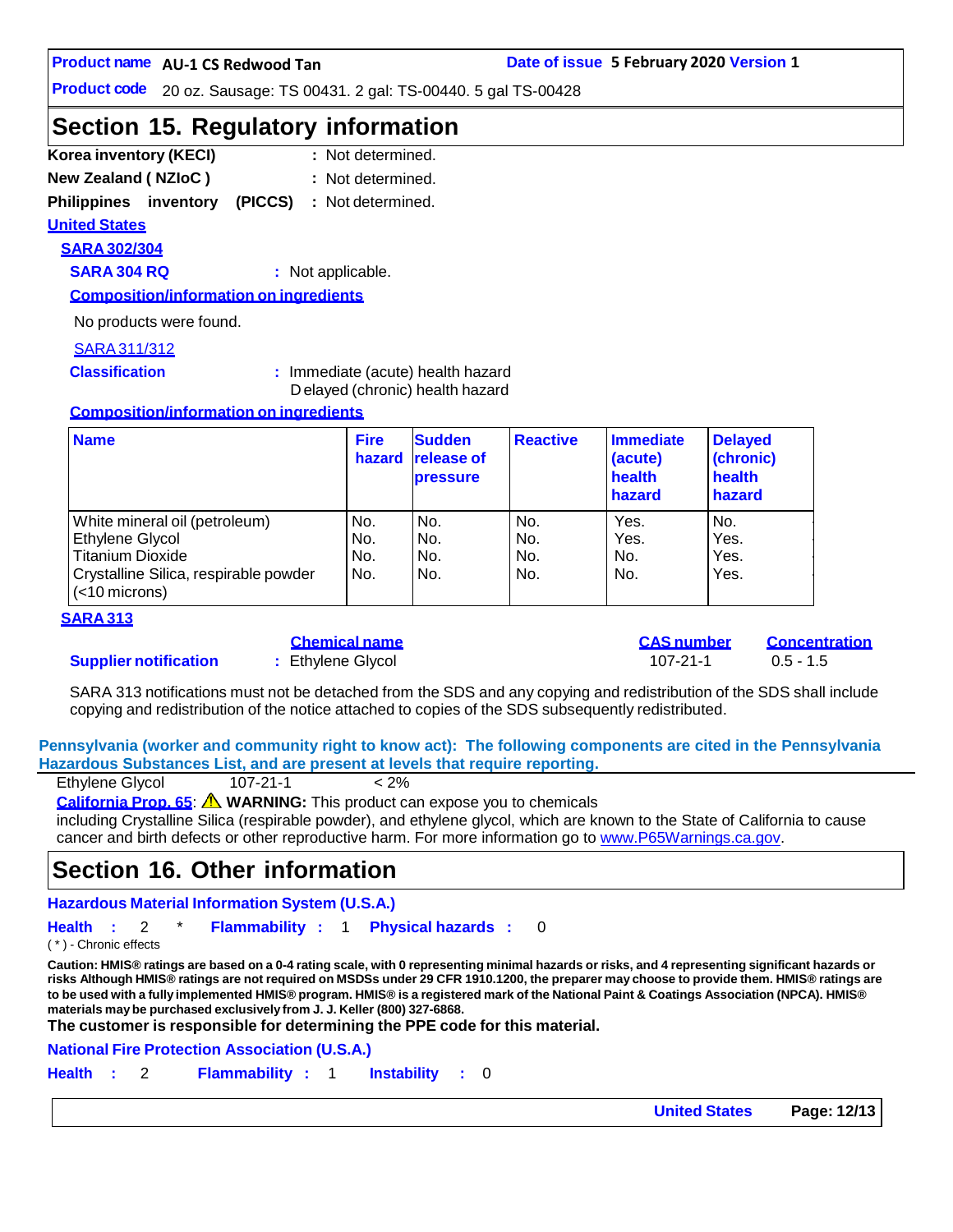## Section 15. Regulatory information

**Korea inventory (KECI)** : Not determined.

**New Zealand ( NZIoC )** : Not determined.

**Philippines inventory (PICCS)** : Not determined.

**United States**

**SARA 302/304**

**SARA 304 RQ** : Not applicable.

**Composition/information on ingredients**

No products were found.

**SARA 311/312**

**Classification** : Immediate (acute) health hazard
Delayed (chronic) health hazard

**Composition/information on ingredients**

| Name | Fire hazard | Sudden release of pressure | Reactive | Immediate (acute) health hazard | Delayed (chronic) health hazard |
|---|---|---|---|---|---|
| White mineral oil (petroleum) | No. | No. | No. | Yes. | No. |
| Ethylene Glycol | No. | No. | No. | Yes. | Yes. |
| Titanium Dioxide | No. | No. | No. | No. | Yes. |
| Crystalline Silica, respirable powder (<10 microns) | No. | No. | No. | No. | Yes. |

**SARA 313**

| | Chemical name | CAS number | Concentration |
|---|---|---|---|
| **Supplier notification** | Ethylene Glycol | 107-21-1 | 0.5 - 1.5 |

SARA 313 notifications must not be detached from the SDS and any copying and redistribution of the SDS shall include copying and redistribution of the notice attached to copies of the SDS subsequently redistributed.

**Pennsylvania (worker and community right to know act): The following components are cited in the Pennsylvania Hazardous Substances List, and are present at levels that require reporting.**

Ethylene Glycol 107-21-1 < 2%

**California Prop. 65**: ⚠ **WARNING:** This product can expose you to chemicals including Crystalline Silica (respirable powder), and ethylene glycol, which are known to the State of California to cause cancer and birth defects or other reproductive harm. For more information go to www.P65Warnings.ca.gov.

## Section 16. Other information

**Hazardous Material Information System (U.S.A.)**

**Health** : 2 * **Flammability** : 1 **Physical hazards** : 0

( * ) - Chronic effects

**Caution: HMIS® ratings are based on a 0-4 rating scale, with 0 representing minimal hazards or risks, and 4 representing significant hazards or risks Although HMIS® ratings are not required on MSDSs under 29 CFR 1910.1200, the preparer may choose to provide them. HMIS® ratings are to be used with a fully implemented HMIS® program. HMIS® is a registered mark of the National Paint & Coatings Association (NPCA). HMIS® materials may be purchased exclusively from J. J. Keller (800) 327-6868.**

**The customer is responsible for determining the PPE code for this material.**

**National Fire Protection Association (U.S.A.)**

**Health** : 2 **Flammability** : 1 **Instability** : 0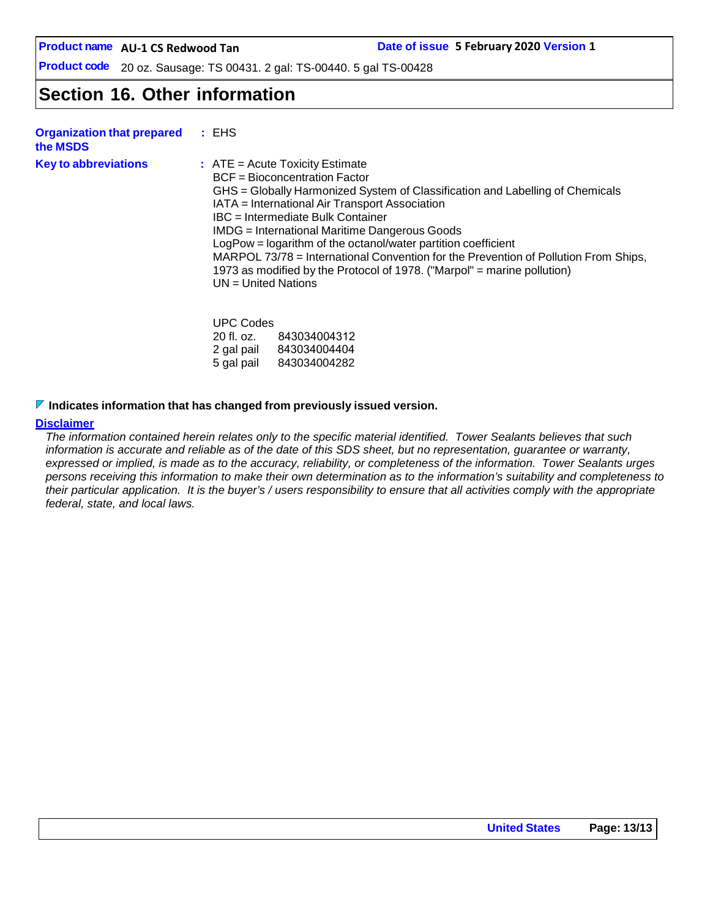## Section 16. Other information

**Organization that prepared the MSDS** : EHS

**Key to abbreviations** : ATE = Acute Toxicity Estimate
BCF = Bioconcentration Factor
GHS = Globally Harmonized System of Classification and Labelling of Chemicals
IATA = International Air Transport Association
IBC = Intermediate Bulk Container
IMDG = International Maritime Dangerous Goods
LogPow = logarithm of the octanol/water partition coefficient
MARPOL 73/78 = International Convention for the Prevention of Pollution From Ships, 1973 as modified by the Protocol of 1978. ("Marpol" = marine pollution)
UN = United Nations

UPC Codes

| | |
|---|---|
| 20 fl. oz. | 843034004312 |
| 2 gal pail | 843034004404 |
| 5 gal pail | 843034004282 |

◤ **Indicates information that has changed from previously issued version.**

**Disclaimer**

*The information contained herein relates only to the specific material identified. Tower Sealants believes that such information is accurate and reliable as of the date of this SDS sheet, but no representation, guarantee or warranty, expressed or implied, is made as to the accuracy, reliability, or completeness of the information. Tower Sealants urges persons receiving this information to make their own determination as to the information's suitability and completeness to their particular application. It is the buyer's / users responsibility to ensure that all activities comply with the appropriate federal, state, and local laws.*